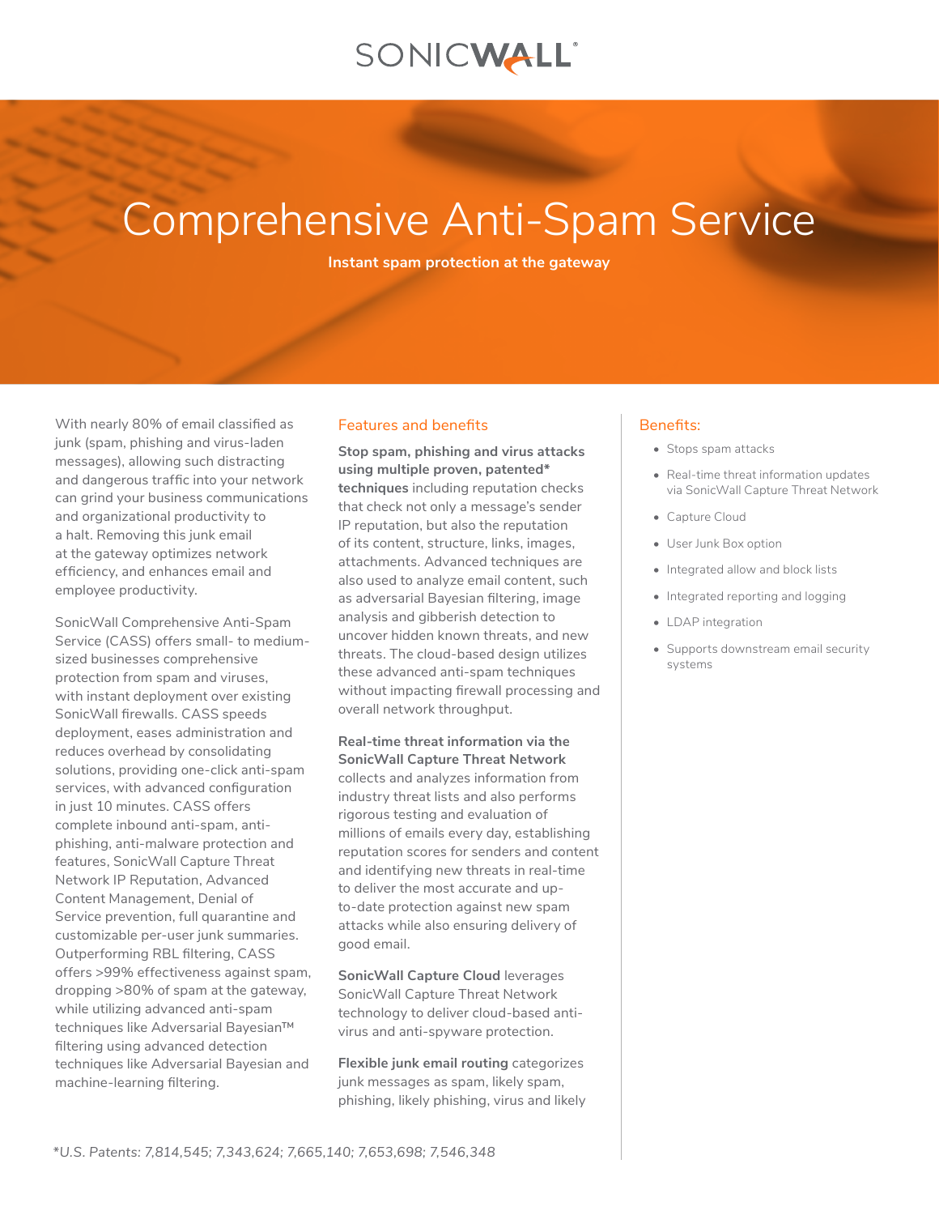# Comprehensive Anti-Spam Service

**Instant spam protection at the gateway**

With nearly 80% of email classified as junk (spam, phishing and virus-laden messages), allowing such distracting and dangerous traffic into your network can grind your business communications and organizational productivity to a halt. Removing this junk email at the gateway optimizes network efficiency, and enhances email and employee productivity.

SonicWall Comprehensive Anti-Spam Service (CASS) offers small- to medium-sized businesses comprehensive protection from spam and viruses, with instant deployment over existing SonicWall firewalls. CASS speeds deployment, eases administration and reduces overhead by consolidating solutions, providing one-click anti-spam services, with advanced configuration in just 10 minutes. CASS offers complete inbound anti-spam, anti-phishing, anti-malware protection and features, SonicWall Capture Threat Network IP Reputation, Advanced Content Management, Denial of Service prevention, full quarantine and customizable per-user junk summaries. Outperforming RBL filtering, CASS offers >99% effectiveness against spam, dropping >80% of spam at the gateway, while utilizing advanced anti-spam techniques like Adversarial Bayesian™ filtering using advanced detection techniques like Adversarial Bayesian and machine-learning filtering.

## Features and benefits

**Stop spam, phishing and virus attacks using multiple proven, patented* techniques** including reputation checks that check not only a message's sender IP reputation, but also the reputation of its content, structure, links, images, attachments. Advanced techniques are also used to analyze email content, such as adversarial Bayesian filtering, image analysis and gibberish detection to uncover hidden known threats, and new threats. The cloud-based design utilizes these advanced anti-spam techniques without impacting firewall processing and overall network throughput.

**Real-time threat information via the SonicWall Capture Threat Network** collects and analyzes information from industry threat lists and also performs rigorous testing and evaluation of millions of emails every day, establishing reputation scores for senders and content and identifying new threats in real-time to deliver the most accurate and up-to-date protection against new spam attacks while also ensuring delivery of good email.

**SonicWall Capture Cloud** leverages SonicWall Capture Threat Network technology to deliver cloud-based anti-virus and anti-spyware protection.

**Flexible junk email routing** categorizes junk messages as spam, likely spam, phishing, likely phishing, virus and likely

*U.S. Patents: 7,814,545; 7,343,624; 7,665,140; 7,653,698; 7,546,348*

## Benefits:

- Stops spam attacks
- Real-time threat information updates via SonicWall Capture Threat Network
- Capture Cloud
- User Junk Box option
- Integrated allow and block lists
- Integrated reporting and logging
- LDAP integration
- Supports downstream email security systems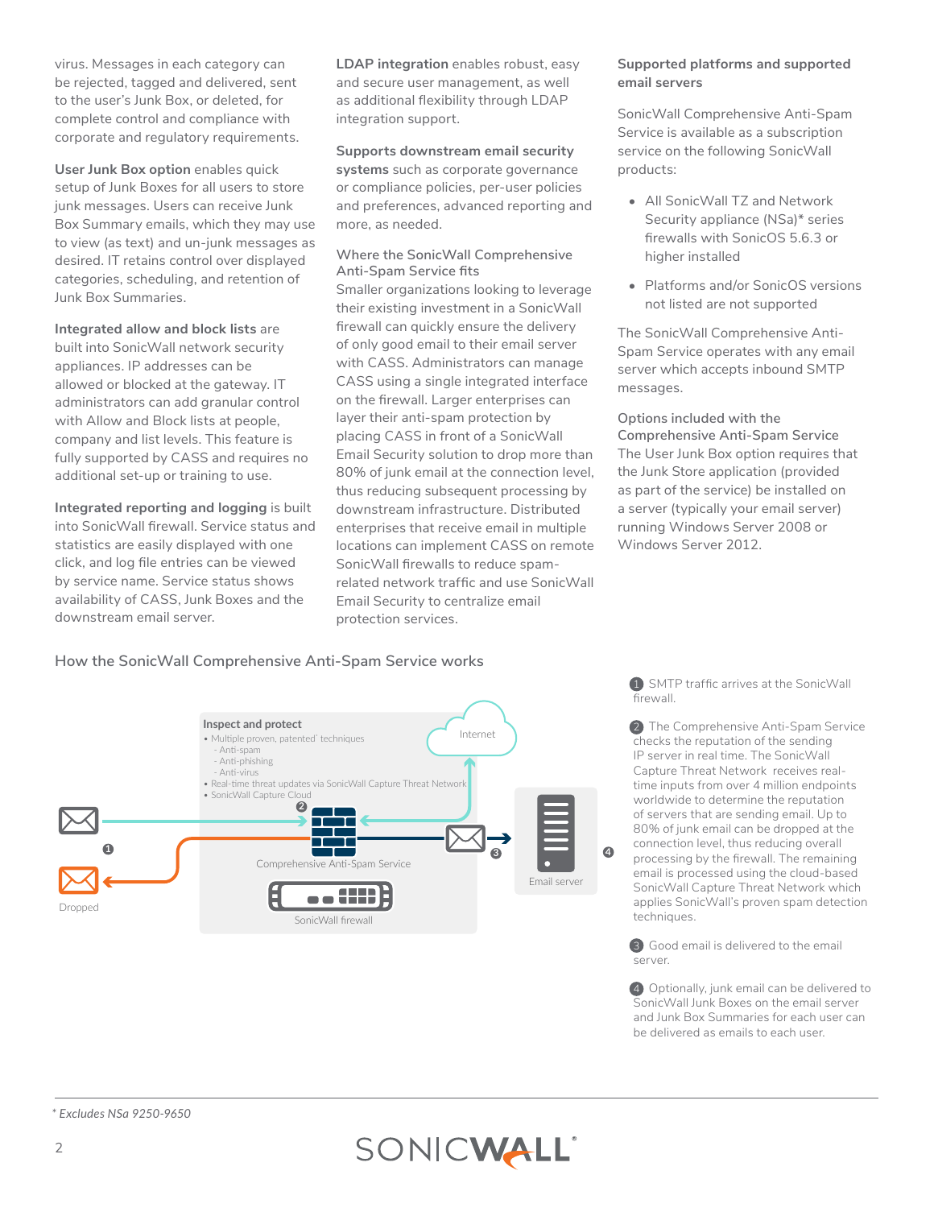virus. Messages in each category can be rejected, tagged and delivered, sent to the user's Junk Box, or deleted, for complete control and compliance with corporate and regulatory requirements.

**User Junk Box option** enables quick setup of Junk Boxes for all users to store junk messages. Users can receive Junk Box Summary emails, which they may use to view (as text) and un-junk messages as desired. IT retains control over displayed categories, scheduling, and retention of Junk Box Summaries.

**Integrated allow and block lists** are built into SonicWall network security appliances. IP addresses can be allowed or blocked at the gateway. IT administrators can add granular control with Allow and Block lists at people, company and list levels. This feature is fully supported by CASS and requires no additional set-up or training to use.

**Integrated reporting and logging** is built into SonicWall firewall. Service status and statistics are easily displayed with one click, and log file entries can be viewed by service name. Service status shows availability of CASS, Junk Boxes and the downstream email server.

**LDAP integration** enables robust, easy and secure user management, as well as additional flexibility through LDAP integration support.

**Supports downstream email security systems** such as corporate governance or compliance policies, per-user policies and preferences, advanced reporting and more, as needed.

## Where the SonicWall Comprehensive Anti-Spam Service fits

Smaller organizations looking to leverage their existing investment in a SonicWall firewall can quickly ensure the delivery of only good email to their email server with CASS. Administrators can manage CASS using a single integrated interface on the firewall. Larger enterprises can layer their anti-spam protection by placing CASS in front of a SonicWall Email Security solution to drop more than 80% of junk email at the connection level, thus reducing subsequent processing by downstream infrastructure. Distributed enterprises that receive email in multiple locations can implement CASS on remote SonicWall firewalls to reduce spam-related network traffic and use SonicWall Email Security to centralize email protection services.

## Supported platforms and supported email servers

SonicWall Comprehensive Anti-Spam Service is available as a subscription service on the following SonicWall products:

- All SonicWall TZ and Network Security appliance (NSa)* series firewalls with SonicOS 5.6.3 or higher installed
- Platforms and/or SonicOS versions not listed are not supported

The SonicWall Comprehensive Anti-Spam Service operates with any email server which accepts inbound SMTP messages.

## Options included with the Comprehensive Anti-Spam Service

The User Junk Box option requires that the Junk Store application (provided as part of the service) be installed on a server (typically your email server) running Windows Server 2008 or Windows Server 2012.

## How the SonicWall Comprehensive Anti-Spam Service works

Inspect and protect
- Multiple proven, patented techniques
  - Anti-spam
  - Anti-phishing
  - Anti-virus
- Real-time threat updates via SonicWall Capture Threat Network
- SonicWall Capture Cloud

Internet — Comprehensive Anti-Spam Service — SonicWall firewall — Email server — Dropped

1. SMTP traffic arrives at the SonicWall firewall.
2. The Comprehensive Anti-Spam Service checks the reputation of the sending IP server in real time. The SonicWall Capture Threat Network receives real-time inputs from over 4 million endpoints worldwide to determine the reputation of servers that are sending email. Up to 80% of junk email can be dropped at the connection level, thus reducing overall processing by the firewall. The remaining email is processed using the cloud-based SonicWall Capture Threat Network which applies SonicWall's proven spam detection techniques.
3. Good email is delivered to the email server.
4. Optionally, junk email can be delivered to SonicWall Junk Boxes on the email server and Junk Box Summaries for each user can be delivered as emails to each user.

*\* Excludes NSa 9250-9650*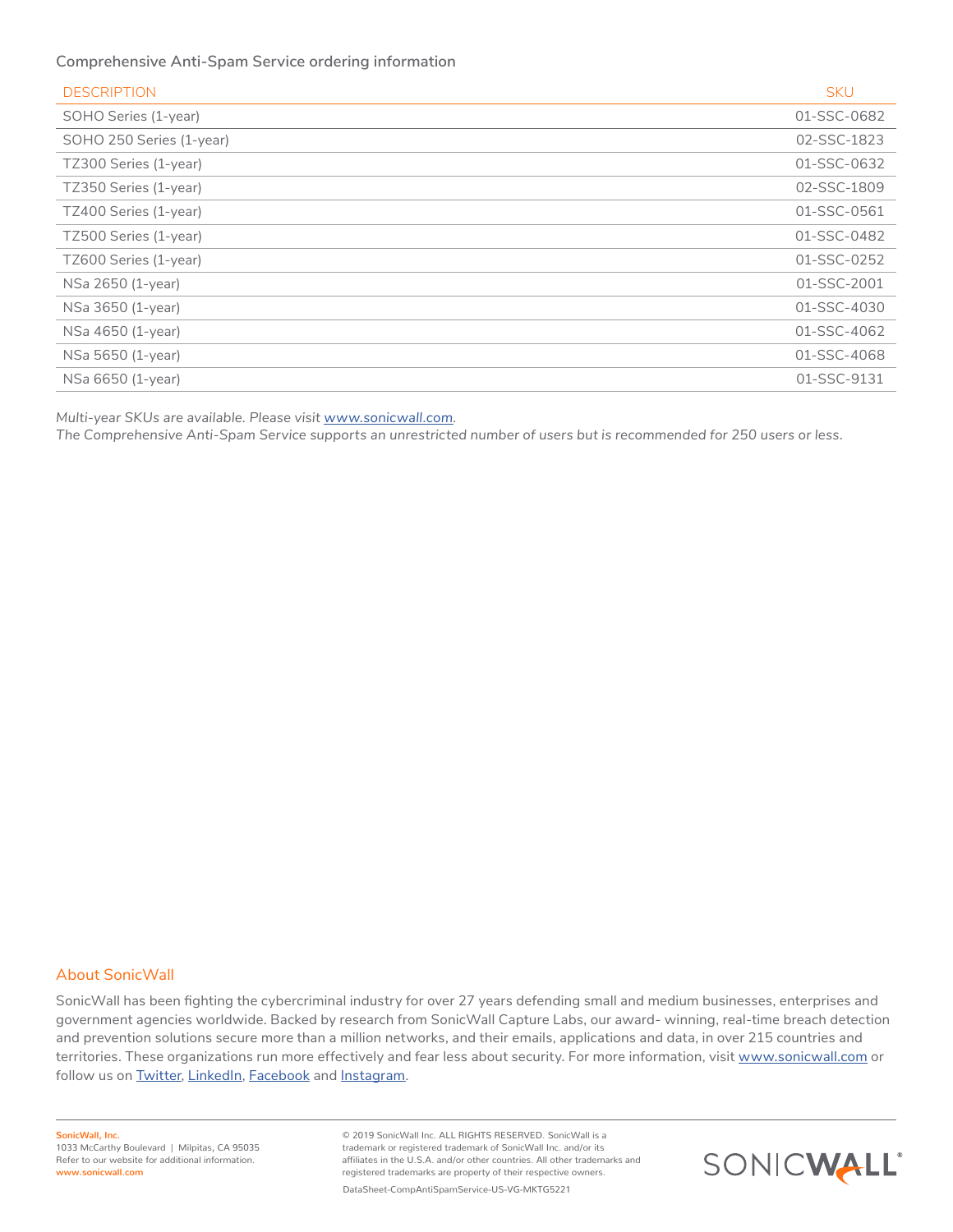### Comprehensive Anti-Spam Service ordering information

| DESCRIPTION | SKU |
|---|---|
| SOHO Series (1-year) | 01-SSC-0682 |
| SOHO 250 Series (1-year) | 02-SSC-1823 |
| TZ300 Series (1-year) | 01-SSC-0632 |
| TZ350 Series (1-year) | 02-SSC-1809 |
| TZ400 Series (1-year) | 01-SSC-0561 |
| TZ500 Series (1-year) | 01-SSC-0482 |
| TZ600 Series (1-year) | 01-SSC-0252 |
| NSa 2650 (1-year) | 01-SSC-2001 |
| NSa 3650 (1-year) | 01-SSC-4030 |
| NSa 4650 (1-year) | 01-SSC-4062 |
| NSa 5650 (1-year) | 01-SSC-4068 |
| NSa 6650 (1-year) | 01-SSC-9131 |

*Multi-year SKUs are available. Please visit [www.sonicwall.com](http://www.sonicwall.com).*
*The Comprehensive Anti-Spam Service supports an unrestricted number of users but is recommended for 250 users or less.*

## About SonicWall

SonicWall has been fighting the cybercriminal industry for over 27 years defending small and medium businesses, enterprises and government agencies worldwide. Backed by research from SonicWall Capture Labs, our award- winning, real-time breach detection and prevention solutions secure more than a million networks, and their emails, applications and data, in over 215 countries and territories. These organizations run more effectively and fear less about security. For more information, visit [www.sonicwall.com](http://www.sonicwall.com) or follow us on Twitter, LinkedIn, Facebook and Instagram.

**SonicWall, Inc.**
1033 McCarthy Boulevard | Milpitas, CA 95035
Refer to our website for additional information.
www.sonicwall.com

© 2019 SonicWall Inc. ALL RIGHTS RESERVED. SonicWall is a trademark or registered trademark of SonicWall Inc. and/or its affiliates in the U.S.A. and/or other countries. All other trademarks and registered trademarks are property of their respective owners.

DataSheet-CompAntiSpamService-US-VG-MKTG5221

SONICWALL®